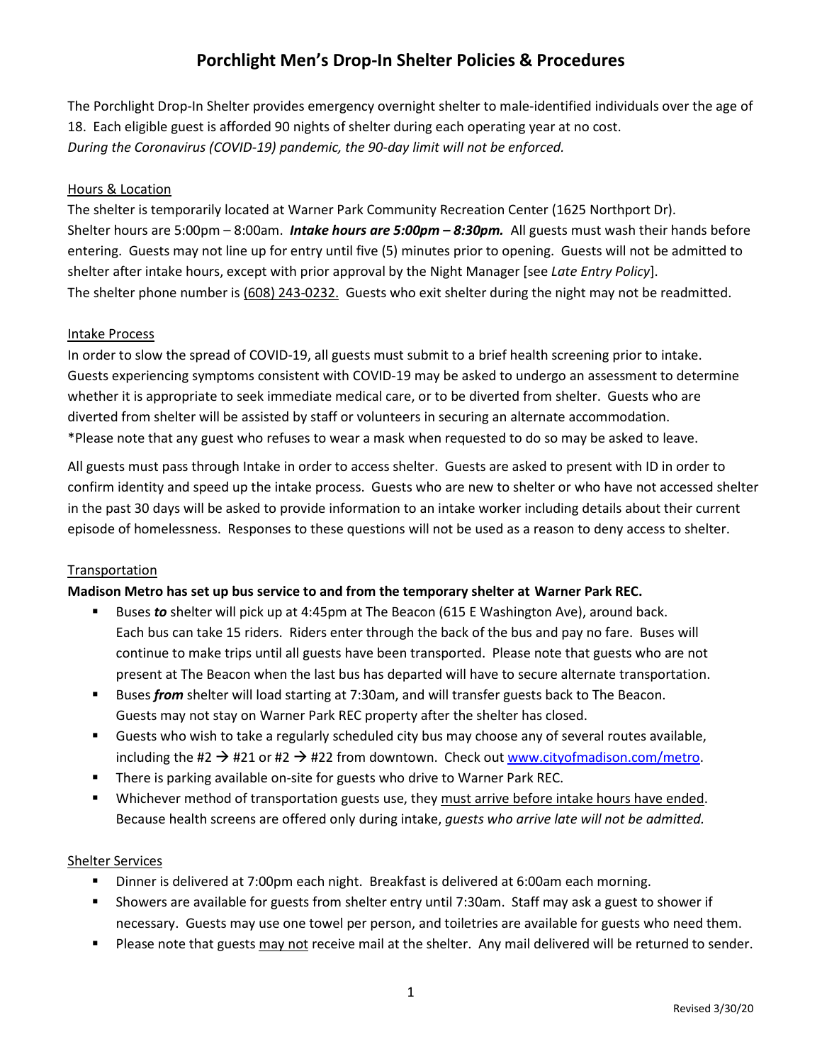# Porchlight Men's Drop-In Shelter Policies & Procedures

The Porchlight Drop-In Shelter provides emergency overnight shelter to male-identified individuals over the age of 18. Each eligible guest is afforded 90 nights of shelter during each operating year at no cost.
*During the Coronavirus (COVID-19) pandemic, the 90-day limit will not be enforced.*

<u>Hours & Location</u>

The shelter is temporarily located at Warner Park Community Recreation Center (1625 Northport Dr).
Shelter hours are 5:00pm – 8:00am. ***Intake hours are 5:00pm – 8:30pm.*** All guests must wash their hands before entering. Guests may not line up for entry until five (5) minutes prior to opening. Guests will not be admitted to shelter after intake hours, except with prior approval by the Night Manager [see *Late Entry Policy*].
The shelter phone number is <u>(608) 243-0232.</u> Guests who exit shelter during the night may not be readmitted.

<u>Intake Process</u>

In order to slow the spread of COVID-19, all guests must submit to a brief health screening prior to intake. Guests experiencing symptoms consistent with COVID-19 may be asked to undergo an assessment to determine whether it is appropriate to seek immediate medical care, or to be diverted from shelter. Guests who are diverted from shelter will be assisted by staff or volunteers in securing an alternate accommodation.
*Please note that any guest who refuses to wear a mask when requested to do so may be asked to leave.

All guests must pass through Intake in order to access shelter. Guests are asked to present with ID in order to confirm identity and speed up the intake process. Guests who are new to shelter or who have not accessed shelter in the past 30 days will be asked to provide information to an intake worker including details about their current episode of homelessness. Responses to these questions will not be used as a reason to deny access to shelter.

<u>Transportation</u>

**Madison Metro has set up bus service to and from the temporary shelter at Warner Park REC.**

- Buses ***to*** shelter will pick up at 4:45pm at The Beacon (615 E Washington Ave), around back. Each bus can take 15 riders. Riders enter through the back of the bus and pay no fare. Buses will continue to make trips until all guests have been transported. Please note that guests who are not present at The Beacon when the last bus has departed will have to secure alternate transportation.
- Buses ***from*** shelter will load starting at 7:30am, and will transfer guests back to The Beacon. Guests may not stay on Warner Park REC property after the shelter has closed.
- Guests who wish to take a regularly scheduled city bus may choose any of several routes available, including the #2 → #21 or #2 → #22 from downtown. Check out www.cityofmadison.com/metro.
- There is parking available on-site for guests who drive to Warner Park REC.
- Whichever method of transportation guests use, they <u>must arrive before intake hours have ended</u>. Because health screens are offered only during intake, *guests who arrive late will not be admitted.*

<u>Shelter Services</u>

- Dinner is delivered at 7:00pm each night. Breakfast is delivered at 6:00am each morning.
- Showers are available for guests from shelter entry until 7:30am. Staff may ask a guest to shower if necessary. Guests may use one towel per person, and toiletries are available for guests who need them.
- Please note that guests <u>may not</u> receive mail at the shelter. Any mail delivered will be returned to sender.

Revised 3/30/20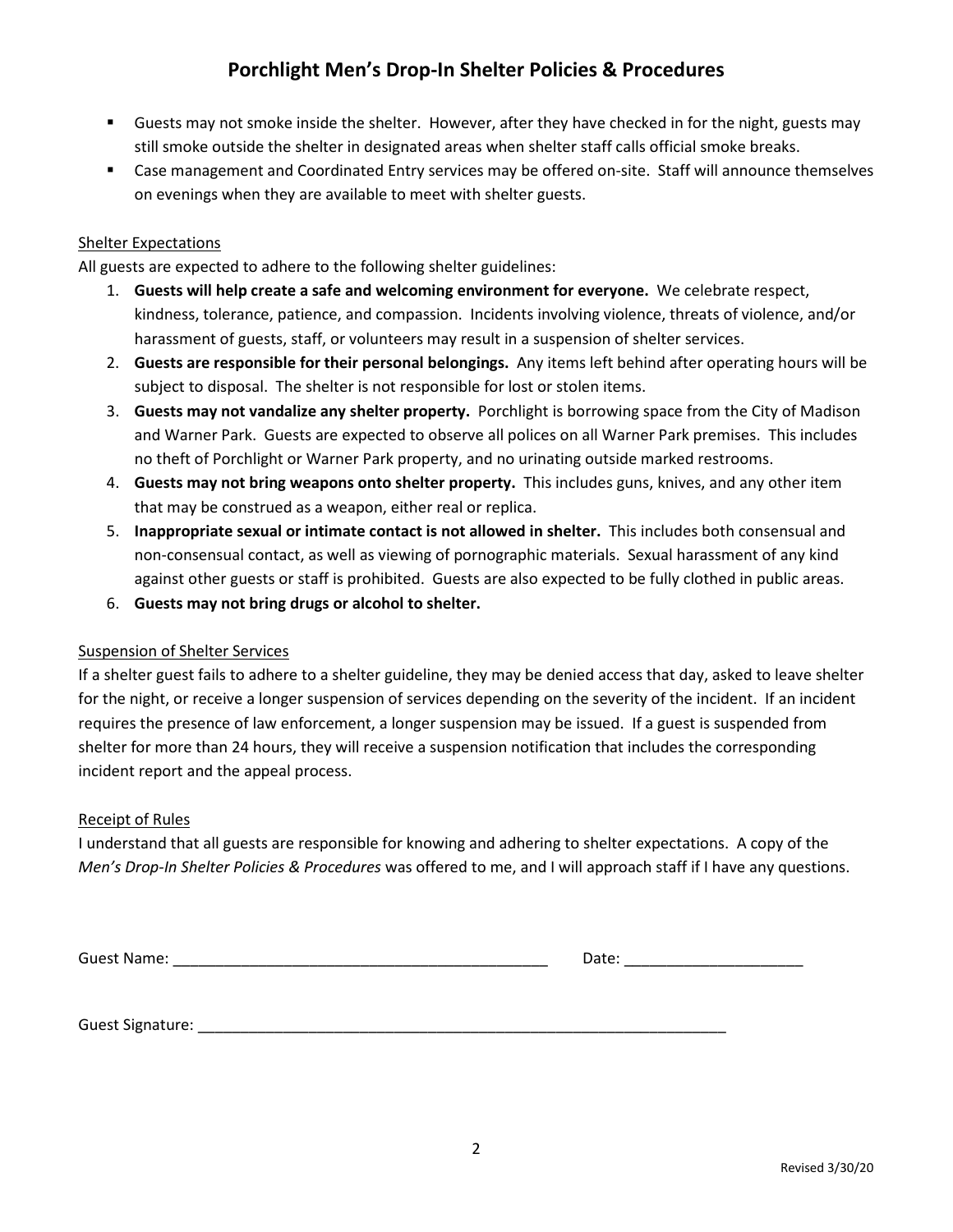- Guests may not smoke inside the shelter. However, after they have checked in for the night, guests may still smoke outside the shelter in designated areas when shelter staff calls official smoke breaks.
- Case management and Coordinated Entry services may be offered on-site. Staff will announce themselves on evenings when they are available to meet with shelter guests.

Shelter Expectations

All guests are expected to adhere to the following shelter guidelines:

1. **Guests will help create a safe and welcoming environment for everyone.** We celebrate respect, kindness, tolerance, patience, and compassion. Incidents involving violence, threats of violence, and/or harassment of guests, staff, or volunteers may result in a suspension of shelter services.
2. **Guests are responsible for their personal belongings.** Any items left behind after operating hours will be subject to disposal. The shelter is not responsible for lost or stolen items.
3. **Guests may not vandalize any shelter property.** Porchlight is borrowing space from the City of Madison and Warner Park. Guests are expected to observe all polices on all Warner Park premises. This includes no theft of Porchlight or Warner Park property, and no urinating outside marked restrooms.
4. **Guests may not bring weapons onto shelter property.** This includes guns, knives, and any other item that may be construed as a weapon, either real or replica.
5. **Inappropriate sexual or intimate contact is not allowed in shelter.** This includes both consensual and non-consensual contact, as well as viewing of pornographic materials. Sexual harassment of any kind against other guests or staff is prohibited. Guests are also expected to be fully clothed in public areas.
6. **Guests may not bring drugs or alcohol to shelter.**

Suspension of Shelter Services

If a shelter guest fails to adhere to a shelter guideline, they may be denied access that day, asked to leave shelter for the night, or receive a longer suspension of services depending on the severity of the incident. If an incident requires the presence of law enforcement, a longer suspension may be issued. If a guest is suspended from shelter for more than 24 hours, they will receive a suspension notification that includes the corresponding incident report and the appeal process.

Receipt of Rules

I understand that all guests are responsible for knowing and adhering to shelter expectations. A copy of the *Men's Drop-In Shelter Policies & Procedures* was offered to me, and I will approach staff if I have any questions.

Guest Name: _____________________________________________ Date: _____________________

Guest Signature: _________________________________________________________________

Revised 3/30/20